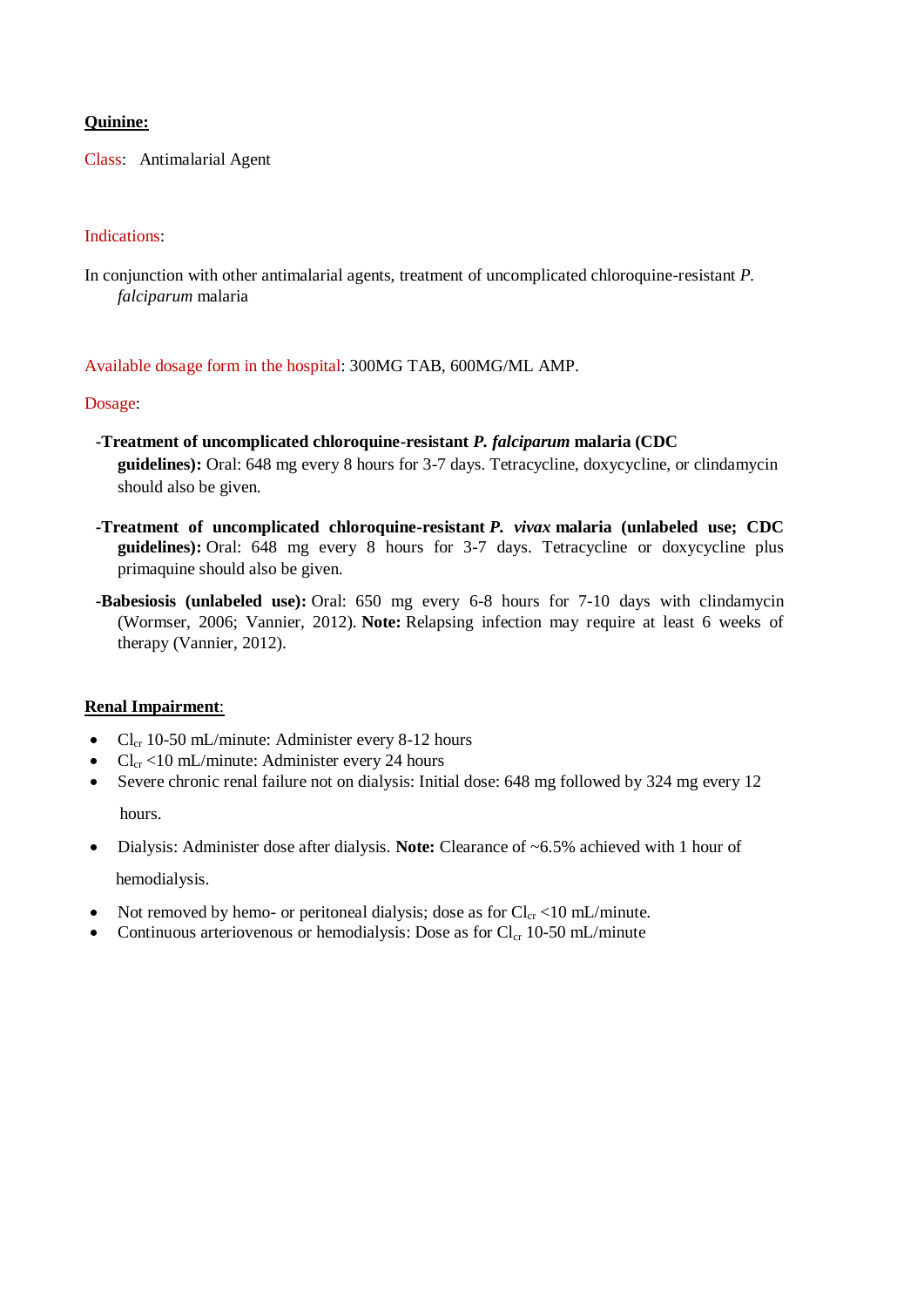**Quinine:**

Class: Antimalarial Agent

Indications:

In conjunction with other antimalarial agents, treatment of uncomplicated chloroquine-resistant *P. falciparum* malaria

Available dosage form in the hospital: 300MG TAB, 600MG/ML AMP.

Dosage:

-**Treatment of uncomplicated chloroquine-resistant *P. falciparum* malaria (CDC guidelines):** Oral: 648 mg every 8 hours for 3-7 days. Tetracycline, doxycycline, or clindamycin should also be given.

-**Treatment of uncomplicated chloroquine-resistant *P. vivax* malaria (unlabeled use; CDC guidelines):** Oral: 648 mg every 8 hours for 3-7 days. Tetracycline or doxycycline plus primaquine should also be given.

-**Babesiosis (unlabeled use):** Oral: 650 mg every 6-8 hours for 7-10 days with clindamycin (Wormser, 2006; Vannier, 2012). **Note:** Relapsing infection may require at least 6 weeks of therapy (Vannier, 2012).

**Renal Impairment**:

- $Cl_{cr}$ 10-50 mL/minute: Administer every 8-12 hours
- $Cl_{cr}$ <10 mL/minute: Administer every 24 hours
- Severe chronic renal failure not on dialysis: Initial dose: 648 mg followed by 324 mg every 12 hours.
- Dialysis: Administer dose after dialysis. **Note:** Clearance of ~6.5% achieved with 1 hour of hemodialysis.
- Not removed by hemo- or peritoneal dialysis; dose as for $Cl_{cr}$ <10 mL/minute.
- Continuous arteriovenous or hemodialysis: Dose as for $Cl_{cr}$ 10-50 mL/minute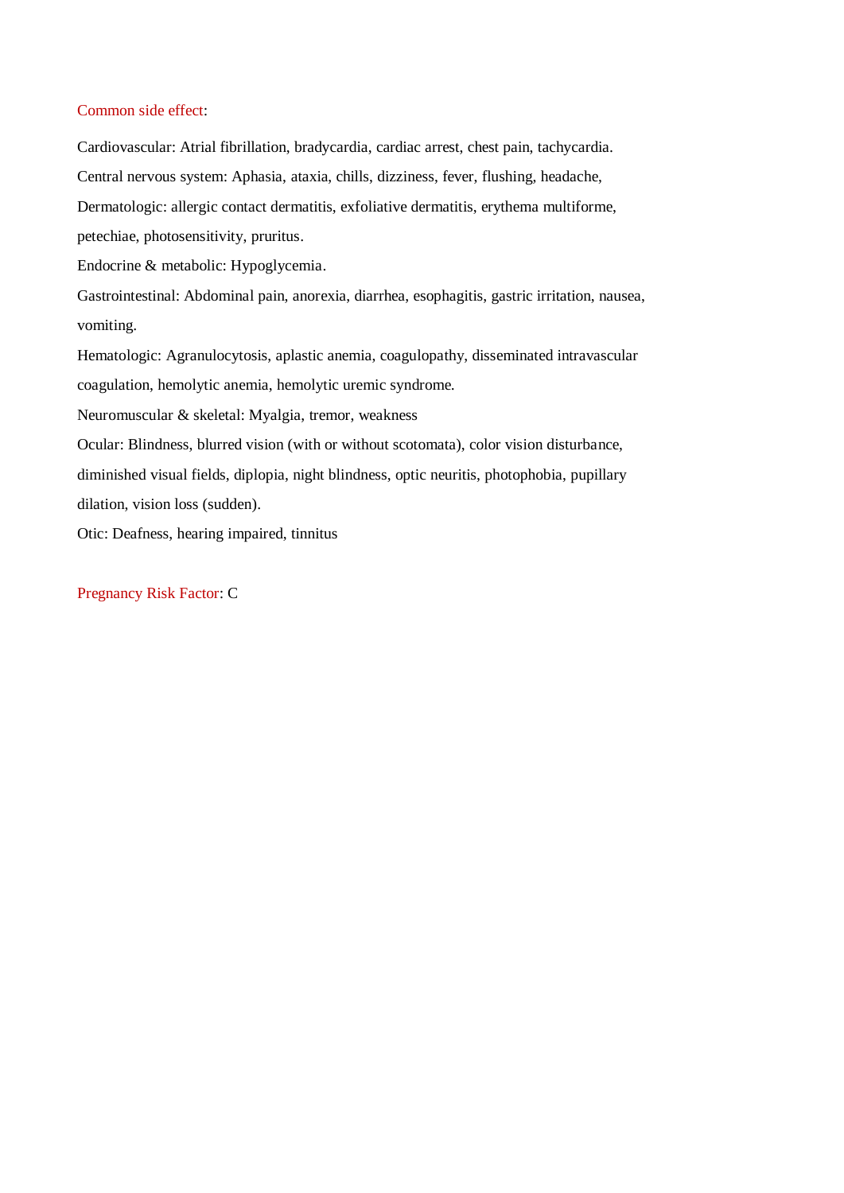Common side effect:

Cardiovascular: Atrial fibrillation, bradycardia, cardiac arrest, chest pain, tachycardia.

Central nervous system: Aphasia, ataxia, chills, dizziness, fever, flushing, headache,

Dermatologic: allergic contact dermatitis, exfoliative dermatitis, erythema multiforme, petechiae, photosensitivity, pruritus.

Endocrine & metabolic: Hypoglycemia.

Gastrointestinal: Abdominal pain, anorexia, diarrhea, esophagitis, gastric irritation, nausea, vomiting.

Hematologic: Agranulocytosis, aplastic anemia, coagulopathy, disseminated intravascular coagulation, hemolytic anemia, hemolytic uremic syndrome.

Neuromuscular & skeletal: Myalgia, tremor, weakness

Ocular: Blindness, blurred vision (with or without scotomata), color vision disturbance, diminished visual fields, diplopia, night blindness, optic neuritis, photophobia, pupillary dilation, vision loss (sudden).

Otic: Deafness, hearing impaired, tinnitus

Pregnancy Risk Factor: C